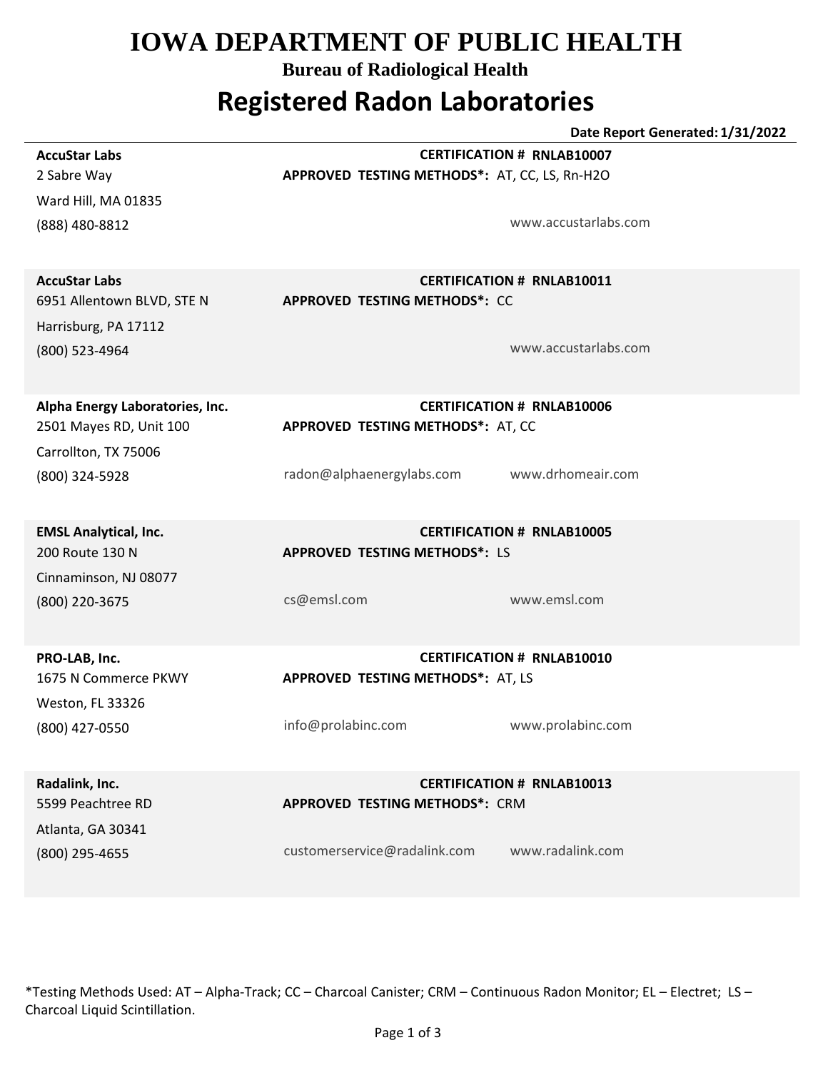# IOWA DEPARTMENT OF PUBLIC HEALTH

**Bureau of Radiological Health**

## Registered Radon Laboratories

**Date Report Generated: 1/31/2022**

---

**AccuStar Labs**
2 Sabre Way
Ward Hill, MA 01835
(888) 480-8812

**CERTIFICATION # RNLAB10007**
**APPROVED TESTING METHODS*:** AT, CC, LS, Rn-H2O

www.accustarlabs.com

---

**AccuStar Labs**
6951 Allentown BLVD, STE N
Harrisburg, PA 17112
(800) 523-4964

**CERTIFICATION # RNLAB10011**
**APPROVED TESTING METHODS*:** CC

www.accustarlabs.com

---

**Alpha Energy Laboratories, Inc.**
2501 Mayes RD, Unit 100
Carrollton, TX 75006
(800) 324-5928

**CERTIFICATION # RNLAB10006**
**APPROVED TESTING METHODS*:** AT, CC

radon@alphaenergylabs.com
www.drhomeair.com

---

**EMSL Analytical, Inc.**
200 Route 130 N
Cinnaminson, NJ 08077
(800) 220-3675

**CERTIFICATION # RNLAB10005**
**APPROVED TESTING METHODS*:** LS

cs@emsl.com
www.emsl.com

---

**PRO-LAB, Inc.**
1675 N Commerce PKWY
Weston, FL 33326
(800) 427-0550

**CERTIFICATION # RNLAB10010**
**APPROVED TESTING METHODS*:** AT, LS

info@prolabinc.com
www.prolabinc.com

---

**Radalink, Inc.**
5599 Peachtree RD
Atlanta, GA 30341
(800) 295-4655

**CERTIFICATION # RNLAB10013**
**APPROVED TESTING METHODS*:** CRM

customerservice@radalink.com
www.radalink.com

---

*Testing Methods Used: AT – Alpha-Track; CC – Charcoal Canister; CRM – Continuous Radon Monitor; EL – Electret; LS – Charcoal Liquid Scintillation.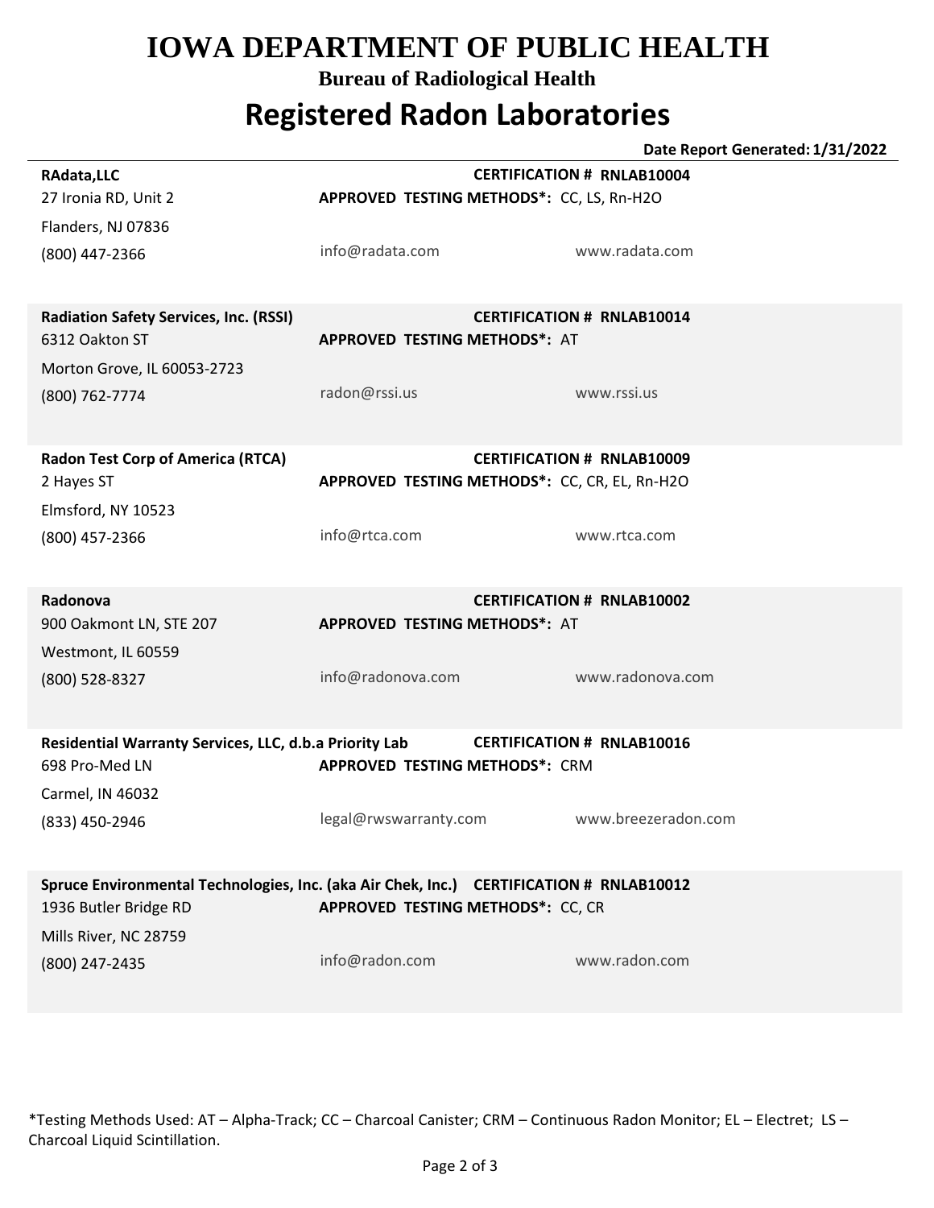# IOWA DEPARTMENT OF PUBLIC HEALTH

**Bureau of Radiological Health**

## Registered Radon Laboratories

**Date Report Generated: 1/31/2022**

**RAdata,LLC** — **CERTIFICATION # RNLAB10004**
27 Ironia RD, Unit 2
Flanders, NJ 07836
(800) 447-2366
**APPROVED TESTING METHODS*:** CC, LS, Rn-H2O
info@radata.com
www.radata.com

**Radiation Safety Services, Inc. (RSSI)** — **CERTIFICATION # RNLAB10014**
6312 Oakton ST
Morton Grove, IL 60053-2723
(800) 762-7774
**APPROVED TESTING METHODS*:** AT
radon@rssi.us
www.rssi.us

**Radon Test Corp of America (RTCA)** — **CERTIFICATION # RNLAB10009**
2 Hayes ST
Elmsford, NY 10523
(800) 457-2366
**APPROVED TESTING METHODS*:** CC, CR, EL, Rn-H2O
info@rtca.com
www.rtca.com

**Radonova** — **CERTIFICATION # RNLAB10002**
900 Oakmont LN, STE 207
Westmont, IL 60559
(800) 528-8327
**APPROVED TESTING METHODS*:** AT
info@radonova.com
www.radonova.com

**Residential Warranty Services, LLC, d.b.a Priority Lab** — **CERTIFICATION # RNLAB10016**
698 Pro-Med LN
Carmel, IN 46032
(833) 450-2946
**APPROVED TESTING METHODS*:** CRM
legal@rwswarranty.com
www.breezeradon.com

**Spruce Environmental Technologies, Inc. (aka Air Chek, Inc.)** — **CERTIFICATION # RNLAB10012**
1936 Butler Bridge RD
Mills River, NC 28759
(800) 247-2435
**APPROVED TESTING METHODS*:** CC, CR
info@radon.com
www.radon.com

*Testing Methods Used: AT – Alpha-Track; CC – Charcoal Canister; CRM – Continuous Radon Monitor; EL – Electret; LS – Charcoal Liquid Scintillation.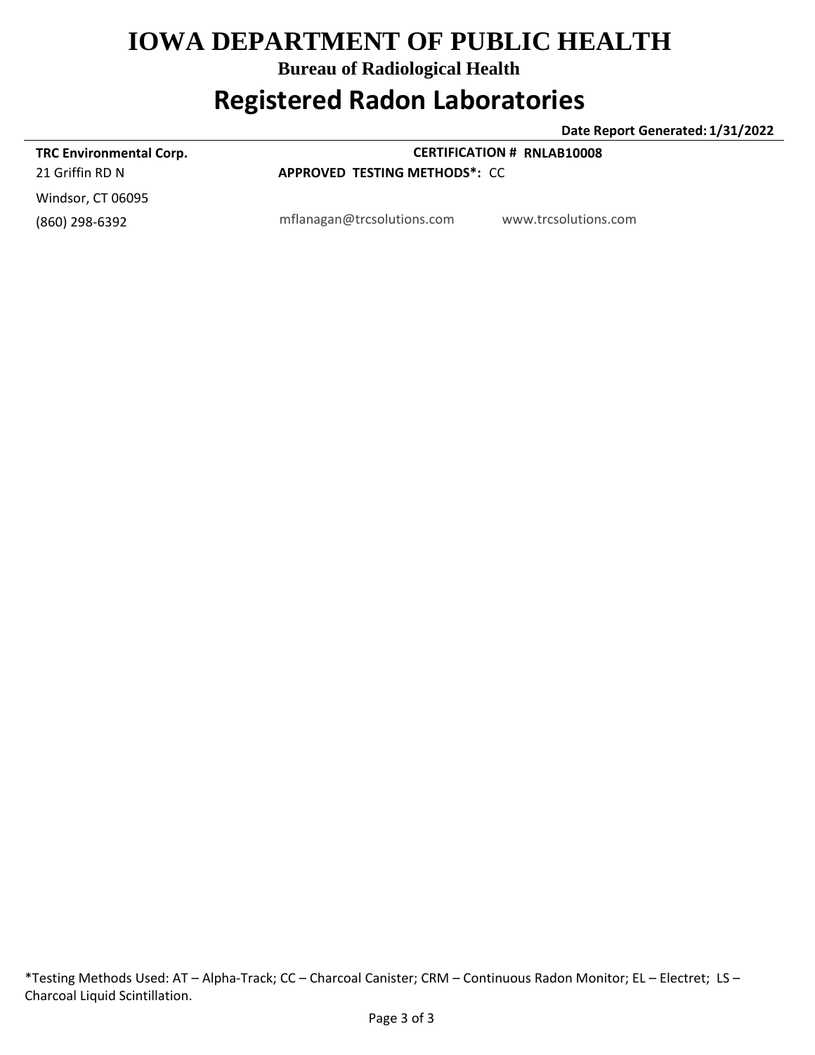# IOWA DEPARTMENT OF PUBLIC HEALTH

**Bureau of Radiological Health**

## Registered Radon Laboratories

**Date Report Generated: 1/31/2022**

**TRC Environmental Corp.**
21 Griffin RD N
Windsor, CT 06095
(860) 298-6392

**CERTIFICATION # RNLAB10008**
**APPROVED TESTING METHODS*:** CC

mflanagan@trcsolutions.com www.trcsolutions.com

*Testing Methods Used: AT – Alpha-Track; CC – Charcoal Canister; CRM – Continuous Radon Monitor; EL – Electret; LS – Charcoal Liquid Scintillation.